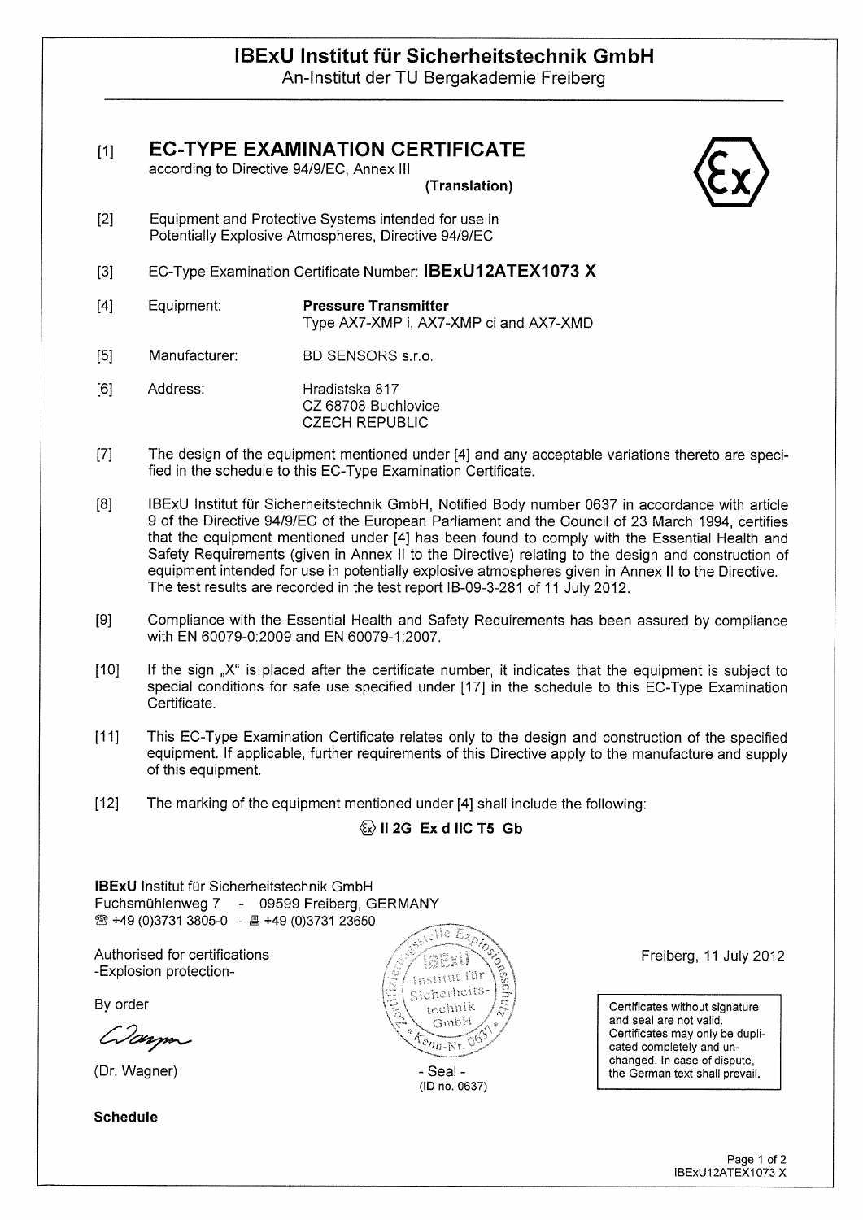# IBExU Institut für Sicherheitstechnik GmbH

An-Institut der TU Bergakademie Freiberg

[1] **EC-TYPE EXAMINATION CERTIFICATE**
according to Directive 94/9/EC, Annex III
**(Translation)**

[2] Equipment and Protective Systems intended for use in Potentially Explosive Atmospheres, Directive 94/9/EC

[3] EC-Type Examination Certificate Number: **IBExU12ATEX1073 X**

[4] Equipment: **Pressure Transmitter**
Type AX7-XMP i, AX7-XMP ci and AX7-XMD

[5] Manufacturer: BD SENSORS s.r.o.

[6] Address: Hradistska 817
CZ 68708 Buchlovice
CZECH REPUBLIC

[7] The design of the equipment mentioned under [4] and any acceptable variations thereto are specified in the schedule to this EC-Type Examination Certificate.

[8] IBExU Institut für Sicherheitstechnik GmbH, Notified Body number 0637 in accordance with article 9 of the Directive 94/9/EC of the European Parliament and the Council of 23 March 1994, certifies that the equipment mentioned under [4] has been found to comply with the Essential Health and Safety Requirements (given in Annex II to the Directive) relating to the design and construction of equipment intended for use in potentially explosive atmospheres given in Annex II to the Directive. The test results are recorded in the test report IB-09-3-281 of 11 July 2012.

[9] Compliance with the Essential Health and Safety Requirements has been assured by compliance with EN 60079-0:2009 and EN 60079-1:2007.

[10] If the sign „X" is placed after the certificate number, it indicates that the equipment is subject to special conditions for safe use specified under [17] in the schedule to this EC-Type Examination Certificate.

[11] This EC-Type Examination Certificate relates only to the design and construction of the specified equipment. If applicable, further requirements of this Directive apply to the manufacture and supply of this equipment.

[12] The marking of the equipment mentioned under [4] shall include the following:

**II 2G Ex d IIC T5 Gb**

**IBExU** Institut für Sicherheitstechnik GmbH
Fuchsmühlenweg 7 - 09599 Freiberg, GERMANY
☎ +49 (0)3731 3805-0 - 🖷 +49 (0)3731 23650

Authorised for certifications
-Explosion protection-

By order

(Dr. Wagner)

- Seal -
(ID no. 0637)

Freiberg, 11 July 2012

Certificates without signature and seal are not valid. Certificates may only be duplicated completely and unchanged. In case of dispute, the German text shall prevail.

**Schedule**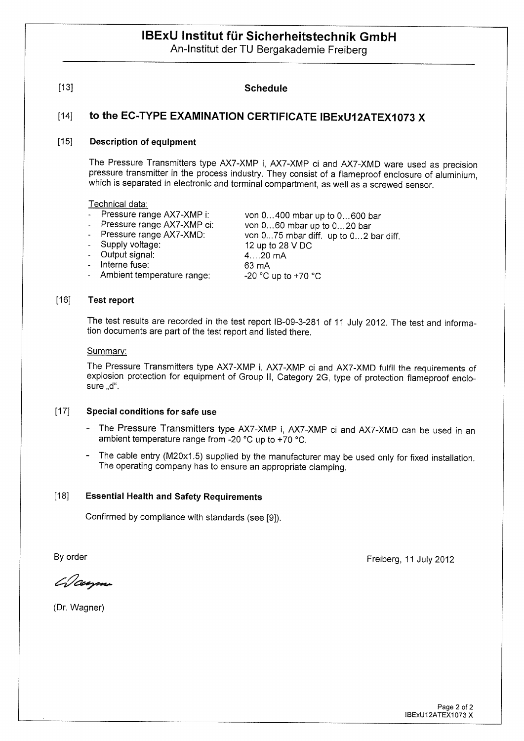# IBExU Institut für Sicherheitstechnik GmbH

An-Institut der TU Bergakademie Freiberg

[13] **Schedule**

## [14] to the EC-TYPE EXAMINATION CERTIFICATE IBExU12ATEX1073 X

### [15] Description of equipment

The Pressure Transmitters type AX7-XMP i, AX7-XMP ci and AX7-XMD ware used as precision pressure transmitter in the process industry. They consist of a flameproof enclosure of aluminium, which is separated in electronic and terminal compartment, as well as a screwed sensor.

Technical data:

- Pressure range AX7-XMP i: von 0...400 mbar up to 0...600 bar
- Pressure range AX7-XMP ci: von 0...60 mbar up to 0...20 bar
- Pressure range AX7-XMD: von 0...75 mbar diff. up to 0...2 bar diff.
- Supply voltage: 12 up to 28 V DC
- Output signal: 4....20 mA
- Interne fuse: 63 mA
- Ambient temperature range: -20 °C up to +70 °C

### [16] Test report

The test results are recorded in the test report IB-09-3-281 of 11 July 2012. The test and information documents are part of the test report and listed there.

Summary:

The Pressure Transmitters type AX7-XMP i, AX7-XMP ci and AX7-XMD fulfil the requirements of explosion protection for equipment of Group II, Category 2G, type of protection flameproof enclosure „d".

### [17] Special conditions for safe use

- The Pressure Transmitters type AX7-XMP i, AX7-XMP ci and AX7-XMD can be used in an ambient temperature range from -20 °C up to +70 °C.
- The cable entry (M20x1.5) supplied by the manufacturer may be used only for fixed installation. The operating company has to ensure an appropriate clamping.

### [18] Essential Health and Safety Requirements

Confirmed by compliance with standards (see [9]).

By order

Freiberg, 11 July 2012

(Dr. Wagner)